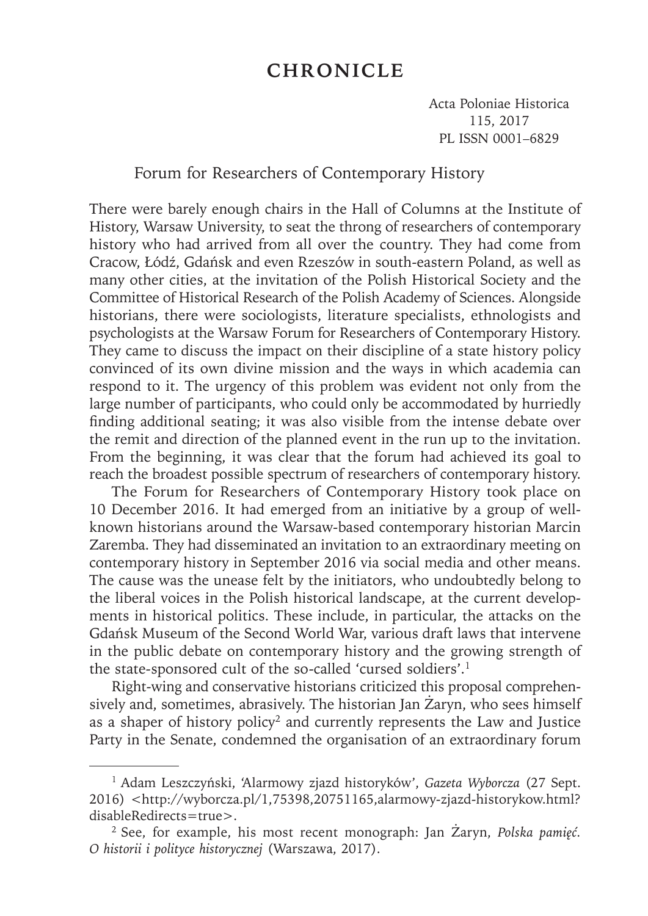# CHRONICLE

Forum for Researchers of Contemporary History

There were barely enough chairs in the Hall of Columns at the Institute of History, Warsaw University, to seat the throng of researchers of contemporary history who had arrived from all over the country. They had come from Cracow, Łódź, Gdańsk and even Rzeszów in south-eastern Poland, as well as many other cities, at the invitation of the Polish Historical Society and the Committee of Historical Research of the Polish Academy of Sciences. Alongside historians, there were sociologists, literature specialists, ethnologists and psychologists at the Warsaw Forum for Researchers of Contemporary History. They came to discuss the impact on their discipline of a state history policy convinced of its own divine mission and the ways in which academia can respond to it. The urgency of this problem was evident not only from the large number of participants, who could only be accommodated by hurriedly finding additional seating; it was also visible from the intense debate over the remit and direction of the planned event in the run up to the invitation. From the beginning, it was clear that the forum had achieved its goal to reach the broadest possible spectrum of researchers of contemporary history.

The Forum for Researchers of Contemporary History took place on 10 December 2016. It had emerged from an initiative by a group of well-known historians around the Warsaw-based contemporary historian Marcin Zaremba. They had disseminated an invitation to an extraordinary meeting on contemporary history in September 2016 via social media and other means. The cause was the unease felt by the initiators, who undoubtedly belong to the liberal voices in the Polish historical landscape, at the current developments in historical politics. These include, in particular, the attacks on the Gdańsk Museum of the Second World War, various draft laws that intervene in the public debate on contemporary history and the growing strength of the state-sponsored cult of the so-called 'cursed soldiers'.[1]

Right-wing and conservative historians criticized this proposal comprehensively and, sometimes, abrasively. The historian Jan Żaryn, who sees himself as a shaper of history policy[2] and currently represents the Law and Justice Party in the Senate, condemned the organisation of an extraordinary forum

---

[1] Adam Leszczyński, 'Alarmowy zjazd historyków', *Gazeta Wyborcza* (27 Sept. 2016) <http://wyborcza.pl/1,75398,20751165,alarmowy-zjazd-historykow.html?disableRedirects=true>.

[2] See, for example, his most recent monograph: Jan Żaryn, *Polska pamięć. O historii i polityce historycznej* (Warszawa, 2017).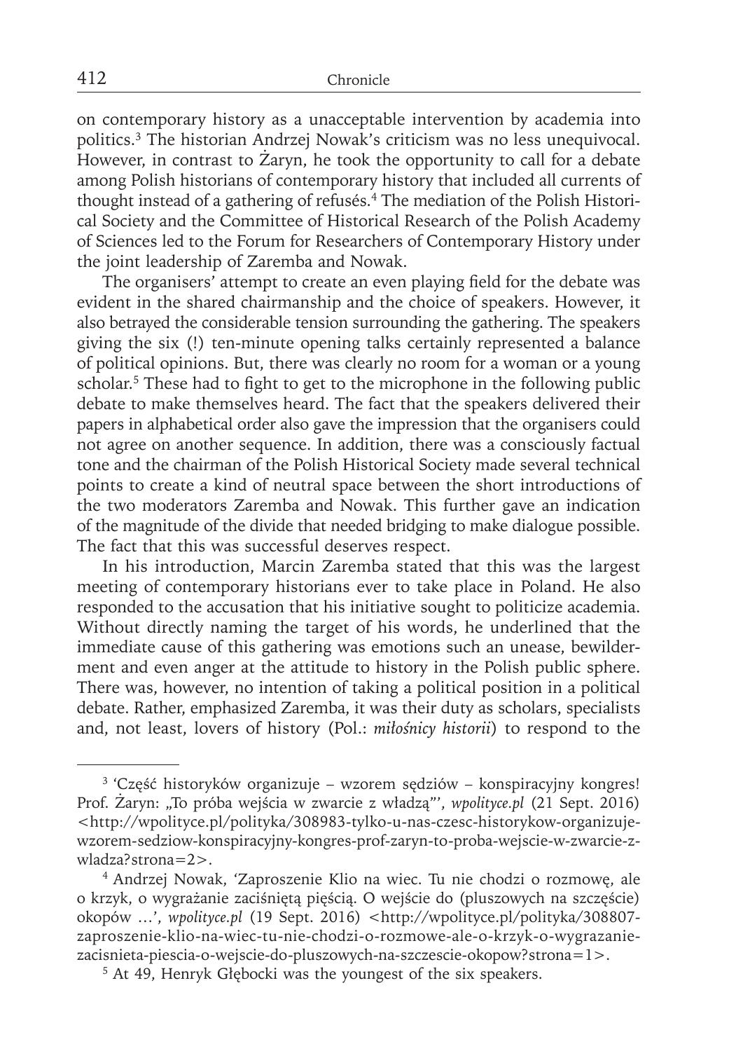on contemporary history as a unacceptable intervention by academia into politics.[3] The historian Andrzej Nowak's criticism was no less unequivocal. However, in contrast to Żaryn, he took the opportunity to call for a debate among Polish historians of contemporary history that included all currents of thought instead of a gathering of refusés.[4] The mediation of the Polish Historical Society and the Committee of Historical Research of the Polish Academy of Sciences led to the Forum for Researchers of Contemporary History under the joint leadership of Zaremba and Nowak.

The organisers' attempt to create an even playing field for the debate was evident in the shared chairmanship and the choice of speakers. However, it also betrayed the considerable tension surrounding the gathering. The speakers giving the six (!) ten-minute opening talks certainly represented a balance of political opinions. But, there was clearly no room for a woman or a young scholar.[5] These had to fight to get to the microphone in the following public debate to make themselves heard. The fact that the speakers delivered their papers in alphabetical order also gave the impression that the organisers could not agree on another sequence. In addition, there was a consciously factual tone and the chairman of the Polish Historical Society made several technical points to create a kind of neutral space between the short introductions of the two moderators Zaremba and Nowak. This further gave an indication of the magnitude of the divide that needed bridging to make dialogue possible. The fact that this was successful deserves respect.

In his introduction, Marcin Zaremba stated that this was the largest meeting of contemporary historians ever to take place in Poland. He also responded to the accusation that his initiative sought to politicize academia. Without directly naming the target of his words, he underlined that the immediate cause of this gathering was emotions such an unease, bewilderment and even anger at the attitude to history in the Polish public sphere. There was, however, no intention of taking a political position in a political debate. Rather, emphasized Zaremba, it was their duty as scholars, specialists and, not least, lovers of history (Pol.: *miłośnicy historii*) to respond to the

---

[3] 'Część historyków organizuje – wzorem sędziów – konspiracyjny kongres! Prof. Żaryn: „To próba wejścia w zwarcie z władzą"', *wpolityce.pl* (21 Sept. 2016) <http://wpolityce.pl/polityka/308983-tylko-u-nas-czesc-historykow-organizuje-wzorem-sedziow-konspiracyjny-kongres-prof-zaryn-to-proba-wejscie-w-zwarcie-z-wladza?strona=2>.

[4] Andrzej Nowak, 'Zaproszenie Klio na wiec. Tu nie chodzi o rozmowę, ale o krzyk, o wygrażanie zaciśniętą pięścią. O wejście do (pluszowych na szczęście) okopów …', *wpolityce.pl* (19 Sept. 2016) <http://wpolityce.pl/polityka/308807-zaproszenie-klio-na-wiec-tu-nie-chodzi-o-rozmowe-ale-o-krzyk-o-wygrazanie-zacisnieta-piescia-o-wejscie-do-pluszowych-na-szczescie-okopow?strona=1>.

[5] At 49, Henryk Głębocki was the youngest of the six speakers.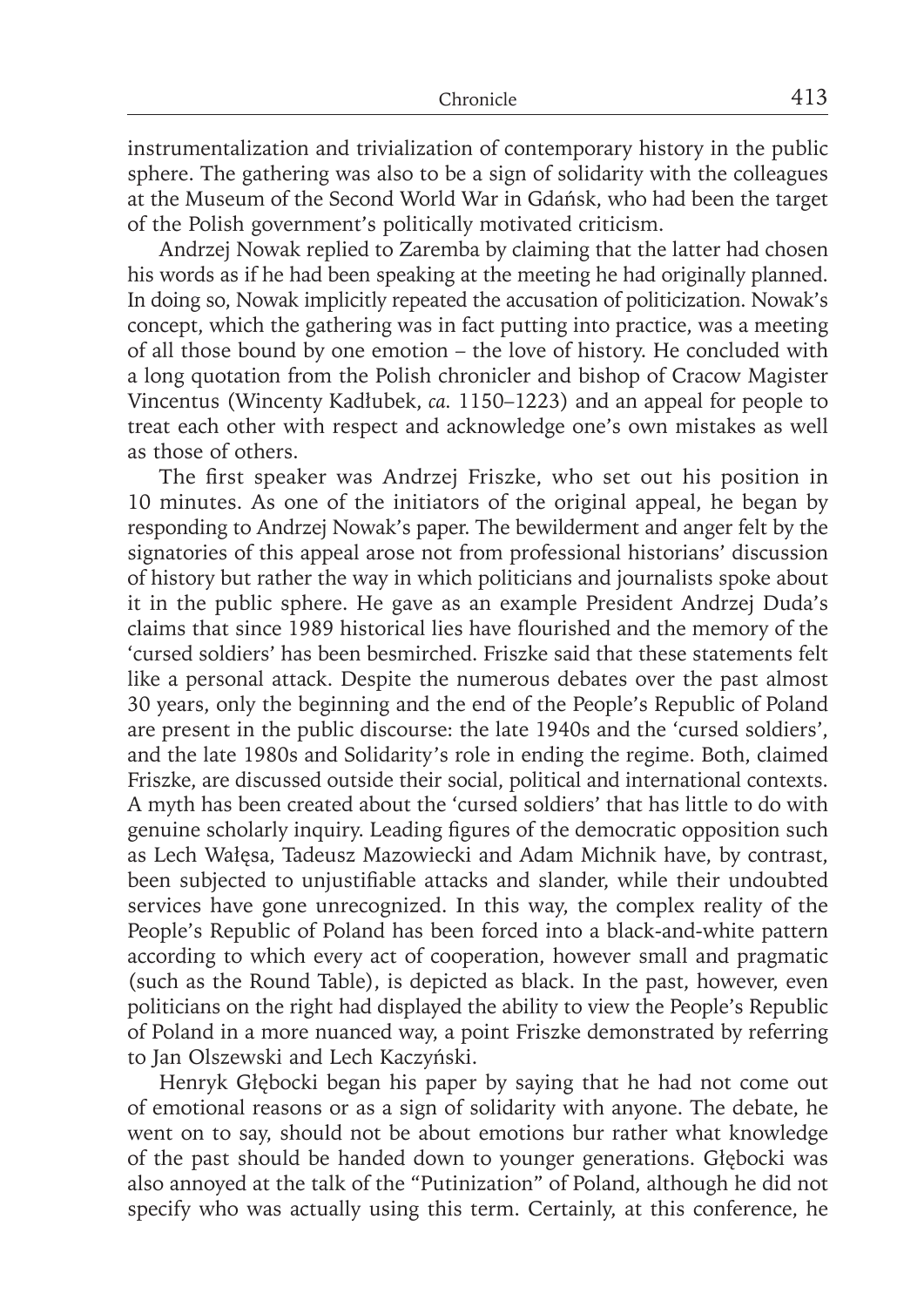instrumentalization and trivialization of contemporary history in the public sphere. The gathering was also to be a sign of solidarity with the colleagues at the Museum of the Second World War in Gdańsk, who had been the target of the Polish government's politically motivated criticism.

Andrzej Nowak replied to Zaremba by claiming that the latter had chosen his words as if he had been speaking at the meeting he had originally planned. In doing so, Nowak implicitly repeated the accusation of politicization. Nowak's concept, which the gathering was in fact putting into practice, was a meeting of all those bound by one emotion – the love of history. He concluded with a long quotation from the Polish chronicler and bishop of Cracow Magister Vincentus (Wincenty Kadłubek, *ca.* 1150–1223) and an appeal for people to treat each other with respect and acknowledge one's own mistakes as well as those of others.

The first speaker was Andrzej Friszke, who set out his position in 10 minutes. As one of the initiators of the original appeal, he began by responding to Andrzej Nowak's paper. The bewilderment and anger felt by the signatories of this appeal arose not from professional historians' discussion of history but rather the way in which politicians and journalists spoke about it in the public sphere. He gave as an example President Andrzej Duda's claims that since 1989 historical lies have flourished and the memory of the 'cursed soldiers' has been besmirched. Friszke said that these statements felt like a personal attack. Despite the numerous debates over the past almost 30 years, only the beginning and the end of the People's Republic of Poland are present in the public discourse: the late 1940s and the 'cursed soldiers', and the late 1980s and Solidarity's role in ending the regime. Both, claimed Friszke, are discussed outside their social, political and international contexts. A myth has been created about the 'cursed soldiers' that has little to do with genuine scholarly inquiry. Leading figures of the democratic opposition such as Lech Wałęsa, Tadeusz Mazowiecki and Adam Michnik have, by contrast, been subjected to unjustifiable attacks and slander, while their undoubted services have gone unrecognized. In this way, the complex reality of the People's Republic of Poland has been forced into a black-and-white pattern according to which every act of cooperation, however small and pragmatic (such as the Round Table), is depicted as black. In the past, however, even politicians on the right had displayed the ability to view the People's Republic of Poland in a more nuanced way, a point Friszke demonstrated by referring to Jan Olszewski and Lech Kaczyński.

Henryk Głębocki began his paper by saying that he had not come out of emotional reasons or as a sign of solidarity with anyone. The debate, he went on to say, should not be about emotions bur rather what knowledge of the past should be handed down to younger generations. Głębocki was also annoyed at the talk of the "Putinization" of Poland, although he did not specify who was actually using this term. Certainly, at this conference, he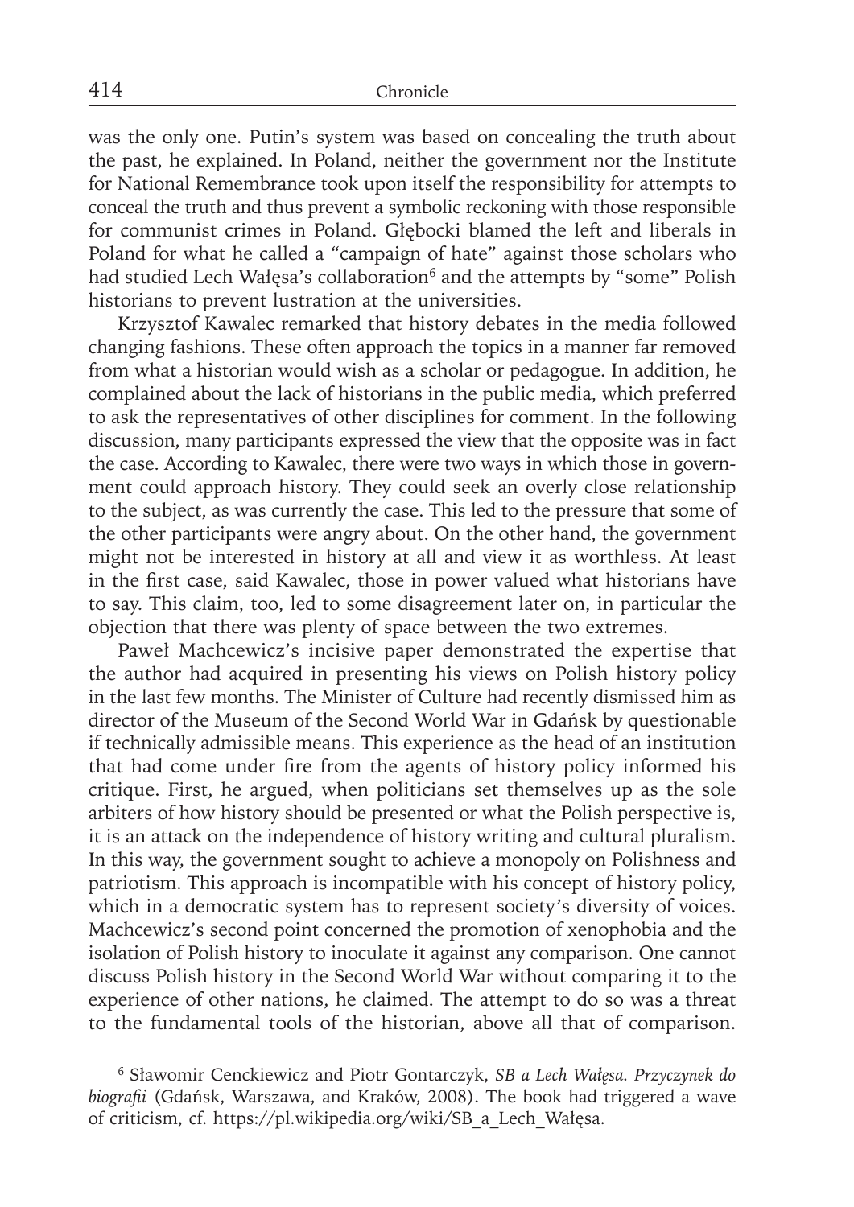was the only one. Putin's system was based on concealing the truth about the past, he explained. In Poland, neither the government nor the Institute for National Remembrance took upon itself the responsibility for attempts to conceal the truth and thus prevent a symbolic reckoning with those responsible for communist crimes in Poland. Głębocki blamed the left and liberals in Poland for what he called a "campaign of hate" against those scholars who had studied Lech Wałęsa's collaboration[6] and the attempts by "some" Polish historians to prevent lustration at the universities.

Krzysztof Kawalec remarked that history debates in the media followed changing fashions. These often approach the topics in a manner far removed from what a historian would wish as a scholar or pedagogue. In addition, he complained about the lack of historians in the public media, which preferred to ask the representatives of other disciplines for comment. In the following discussion, many participants expressed the view that the opposite was in fact the case. According to Kawalec, there were two ways in which those in government could approach history. They could seek an overly close relationship to the subject, as was currently the case. This led to the pressure that some of the other participants were angry about. On the other hand, the government might not be interested in history at all and view it as worthless. At least in the first case, said Kawalec, those in power valued what historians have to say. This claim, too, led to some disagreement later on, in particular the objection that there was plenty of space between the two extremes.

Paweł Machcewicz's incisive paper demonstrated the expertise that the author had acquired in presenting his views on Polish history policy in the last few months. The Minister of Culture had recently dismissed him as director of the Museum of the Second World War in Gdańsk by questionable if technically admissible means. This experience as the head of an institution that had come under fire from the agents of history policy informed his critique. First, he argued, when politicians set themselves up as the sole arbiters of how history should be presented or what the Polish perspective is, it is an attack on the independence of history writing and cultural pluralism. In this way, the government sought to achieve a monopoly on Polishness and patriotism. This approach is incompatible with his concept of history policy, which in a democratic system has to represent society's diversity of voices. Machcewicz's second point concerned the promotion of xenophobia and the isolation of Polish history to inoculate it against any comparison. One cannot discuss Polish history in the Second World War without comparing it to the experience of other nations, he claimed. The attempt to do so was a threat to the fundamental tools of the historian, above all that of comparison.

---

[6] Sławomir Cenckiewicz and Piotr Gontarczyk, *SB a Lech Wałęsa. Przyczynek do biografii* (Gdańsk, Warszawa, and Kraków, 2008). The book had triggered a wave of criticism, cf. https://pl.wikipedia.org/wiki/SB_a_Lech_Wałęsa.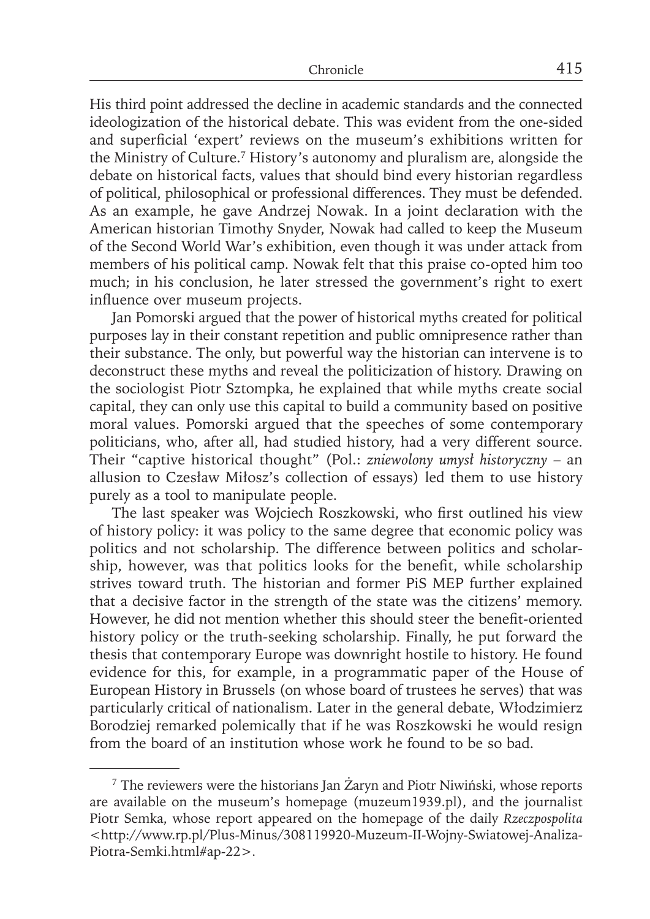His third point addressed the decline in academic standards and the connected ideologization of the historical debate. This was evident from the one-sided and superficial 'expert' reviews on the museum's exhibitions written for the Ministry of Culture.[7] History's autonomy and pluralism are, alongside the debate on historical facts, values that should bind every historian regardless of political, philosophical or professional differences. They must be defended. As an example, he gave Andrzej Nowak. In a joint declaration with the American historian Timothy Snyder, Nowak had called to keep the Museum of the Second World War's exhibition, even though it was under attack from members of his political camp. Nowak felt that this praise co-opted him too much; in his conclusion, he later stressed the government's right to exert influence over museum projects.

Jan Pomorski argued that the power of historical myths created for political purposes lay in their constant repetition and public omnipresence rather than their substance. The only, but powerful way the historian can intervene is to deconstruct these myths and reveal the politicization of history. Drawing on the sociologist Piotr Sztompka, he explained that while myths create social capital, they can only use this capital to build a community based on positive moral values. Pomorski argued that the speeches of some contemporary politicians, who, after all, had studied history, had a very different source. Their "captive historical thought" (Pol.: *zniewolony umysł historyczny* – an allusion to Czesław Miłosz's collection of essays) led them to use history purely as a tool to manipulate people.

The last speaker was Wojciech Roszkowski, who first outlined his view of history policy: it was policy to the same degree that economic policy was politics and not scholarship. The difference between politics and scholarship, however, was that politics looks for the benefit, while scholarship strives toward truth. The historian and former PiS MEP further explained that a decisive factor in the strength of the state was the citizens' memory. However, he did not mention whether this should steer the benefit-oriented history policy or the truth-seeking scholarship. Finally, he put forward the thesis that contemporary Europe was downright hostile to history. He found evidence for this, for example, in a programmatic paper of the House of European History in Brussels (on whose board of trustees he serves) that was particularly critical of nationalism. Later in the general debate, Włodzimierz Borodziej remarked polemically that if he was Roszkowski he would resign from the board of an institution whose work he found to be so bad.

---

[7] The reviewers were the historians Jan Żaryn and Piotr Niwiński, whose reports are available on the museum's homepage (muzeum1939.pl), and the journalist Piotr Semka, whose report appeared on the homepage of the daily *Rzeczpospolita* <http://www.rp.pl/Plus-Minus/308119920-Muzeum-II-Wojny-Swiatowej-Analiza-Piotra-Semki.html#ap-22>.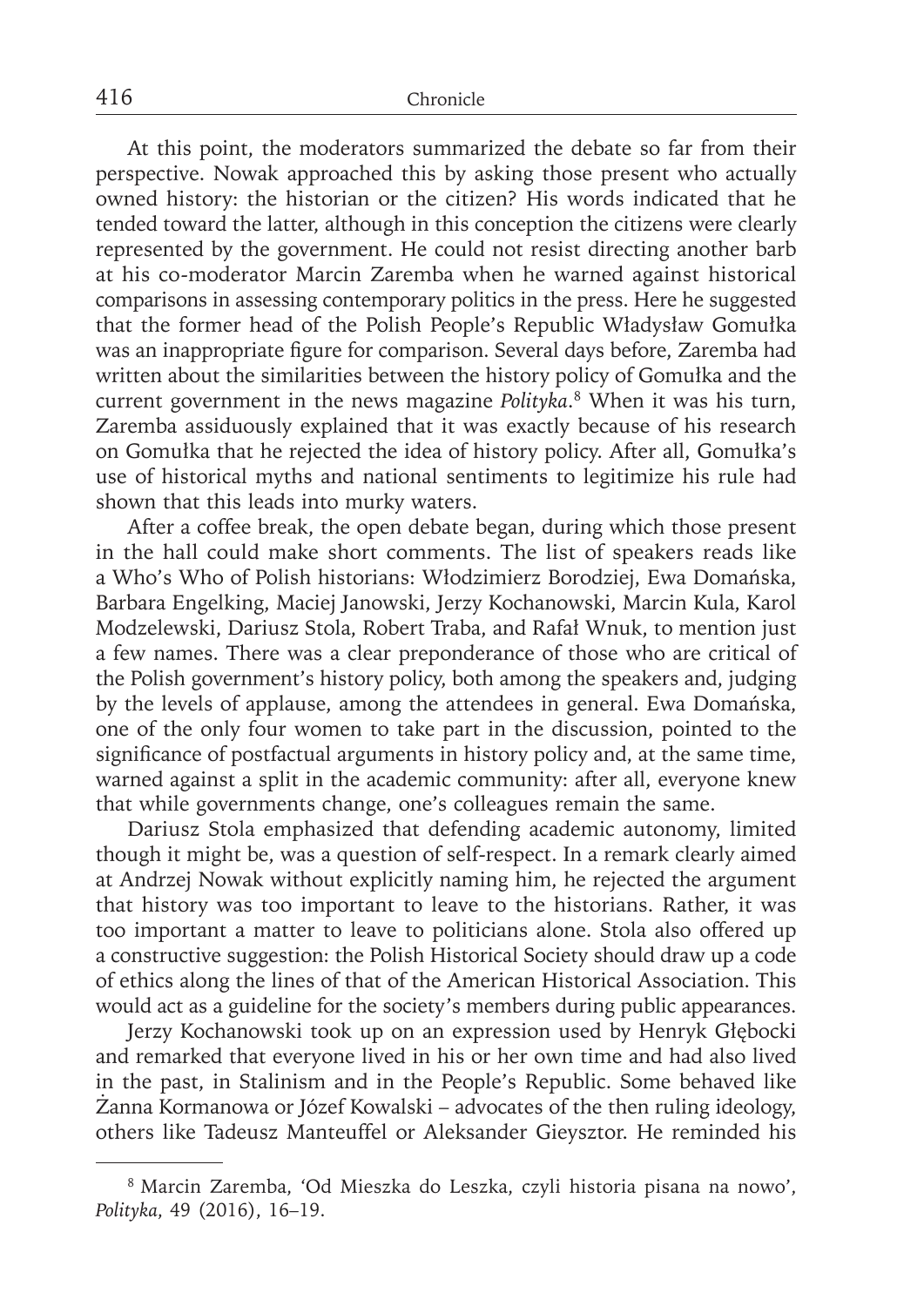At this point, the moderators summarized the debate so far from their perspective. Nowak approached this by asking those present who actually owned history: the historian or the citizen? His words indicated that he tended toward the latter, although in this conception the citizens were clearly represented by the government. He could not resist directing another barb at his co-moderator Marcin Zaremba when he warned against historical comparisons in assessing contemporary politics in the press. Here he suggested that the former head of the Polish People's Republic Władysław Gomułka was an inappropriate figure for comparison. Several days before, Zaremba had written about the similarities between the history policy of Gomułka and the current government in the news magazine *Polityka*.[8] When it was his turn, Zaremba assiduously explained that it was exactly because of his research on Gomułka that he rejected the idea of history policy. After all, Gomułka's use of historical myths and national sentiments to legitimize his rule had shown that this leads into murky waters.

After a coffee break, the open debate began, during which those present in the hall could make short comments. The list of speakers reads like a Who's Who of Polish historians: Włodzimierz Borodziej, Ewa Domańska, Barbara Engelking, Maciej Janowski, Jerzy Kochanowski, Marcin Kula, Karol Modzelewski, Dariusz Stola, Robert Traba, and Rafał Wnuk, to mention just a few names. There was a clear preponderance of those who are critical of the Polish government's history policy, both among the speakers and, judging by the levels of applause, among the attendees in general. Ewa Domańska, one of the only four women to take part in the discussion, pointed to the significance of postfactual arguments in history policy and, at the same time, warned against a split in the academic community: after all, everyone knew that while governments change, one's colleagues remain the same.

Dariusz Stola emphasized that defending academic autonomy, limited though it might be, was a question of self-respect. In a remark clearly aimed at Andrzej Nowak without explicitly naming him, he rejected the argument that history was too important to leave to the historians. Rather, it was too important a matter to leave to politicians alone. Stola also offered up a constructive suggestion: the Polish Historical Society should draw up a code of ethics along the lines of that of the American Historical Association. This would act as a guideline for the society's members during public appearances.

Jerzy Kochanowski took up on an expression used by Henryk Głębocki and remarked that everyone lived in his or her own time and had also lived in the past, in Stalinism and in the People's Republic. Some behaved like Żanna Kormanowa or Józef Kowalski – advocates of the then ruling ideology, others like Tadeusz Manteuffel or Aleksander Gieysztor. He reminded his

---

[8] Marcin Zaremba, 'Od Mieszka do Leszka, czyli historia pisana na nowo', *Polityka*, 49 (2016), 16–19.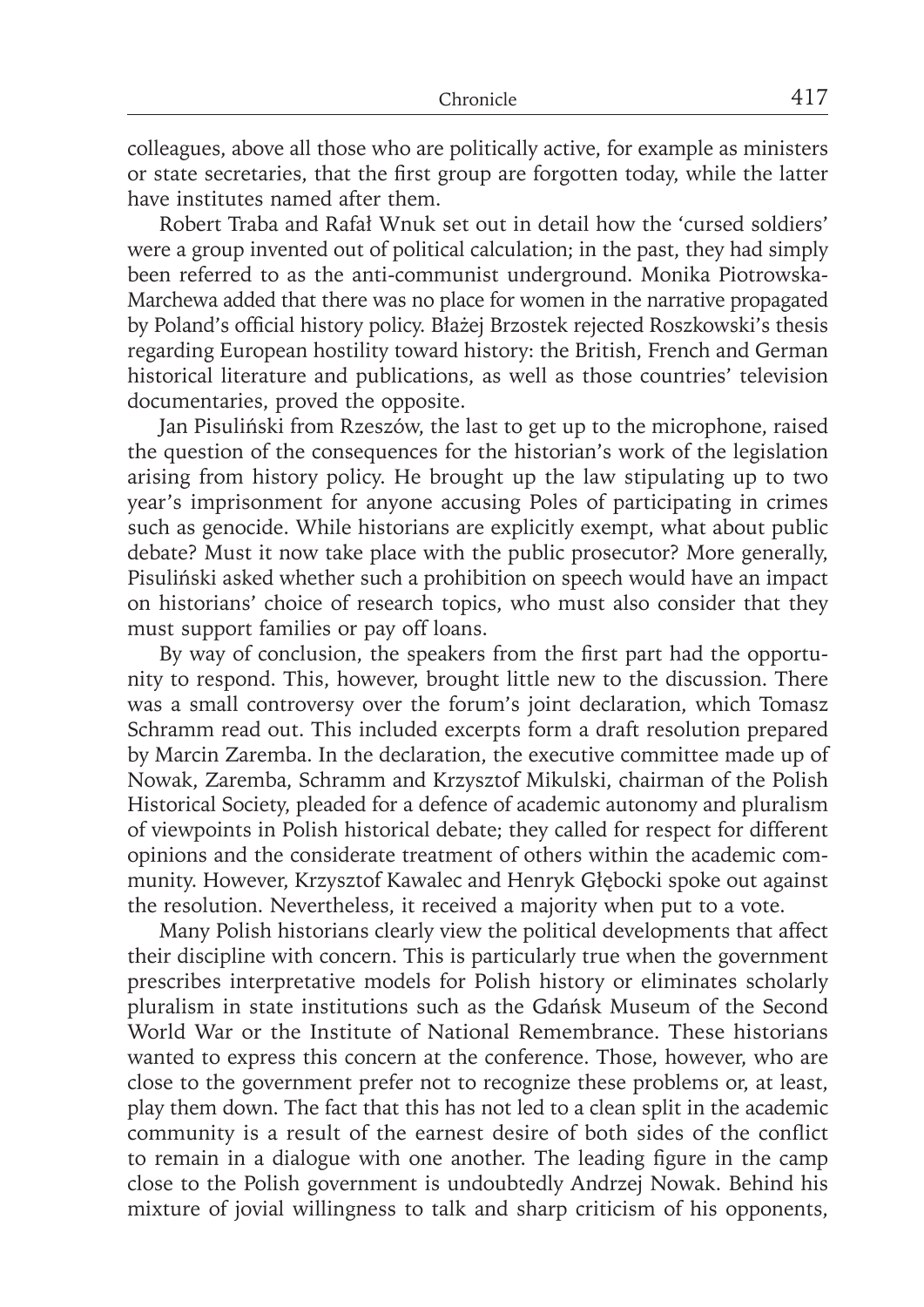colleagues, above all those who are politically active, for example as ministers or state secretaries, that the first group are forgotten today, while the latter have institutes named after them.

Robert Traba and Rafał Wnuk set out in detail how the 'cursed soldiers' were a group invented out of political calculation; in the past, they had simply been referred to as the anti-communist underground. Monika Piotrowska-Marchewa added that there was no place for women in the narrative propagated by Poland's official history policy. Błażej Brzostek rejected Roszkowski's thesis regarding European hostility toward history: the British, French and German historical literature and publications, as well as those countries' television documentaries, proved the opposite.

Jan Pisuliński from Rzeszów, the last to get up to the microphone, raised the question of the consequences for the historian's work of the legislation arising from history policy. He brought up the law stipulating up to two year's imprisonment for anyone accusing Poles of participating in crimes such as genocide. While historians are explicitly exempt, what about public debate? Must it now take place with the public prosecutor? More generally, Pisuliński asked whether such a prohibition on speech would have an impact on historians' choice of research topics, who must also consider that they must support families or pay off loans.

By way of conclusion, the speakers from the first part had the opportunity to respond. This, however, brought little new to the discussion. There was a small controversy over the forum's joint declaration, which Tomasz Schramm read out. This included excerpts form a draft resolution prepared by Marcin Zaremba. In the declaration, the executive committee made up of Nowak, Zaremba, Schramm and Krzysztof Mikulski, chairman of the Polish Historical Society, pleaded for a defence of academic autonomy and pluralism of viewpoints in Polish historical debate; they called for respect for different opinions and the considerate treatment of others within the academic community. However, Krzysztof Kawalec and Henryk Głębocki spoke out against the resolution. Nevertheless, it received a majority when put to a vote.

Many Polish historians clearly view the political developments that affect their discipline with concern. This is particularly true when the government prescribes interpretative models for Polish history or eliminates scholarly pluralism in state institutions such as the Gdańsk Museum of the Second World War or the Institute of National Remembrance. These historians wanted to express this concern at the conference. Those, however, who are close to the government prefer not to recognize these problems or, at least, play them down. The fact that this has not led to a clean split in the academic community is a result of the earnest desire of both sides of the conflict to remain in a dialogue with one another. The leading figure in the camp close to the Polish government is undoubtedly Andrzej Nowak. Behind his mixture of jovial willingness to talk and sharp criticism of his opponents,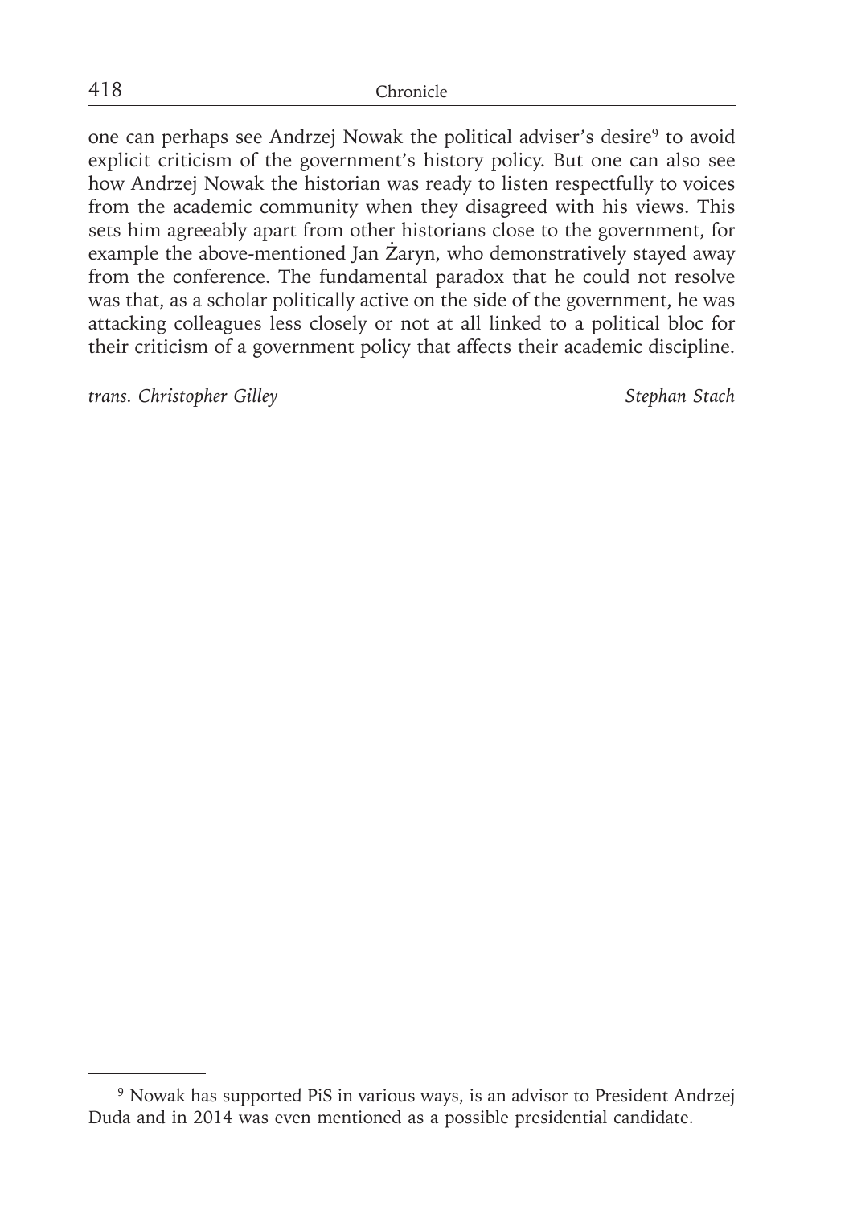one can perhaps see Andrzej Nowak the political adviser's desire[9] to avoid explicit criticism of the government's history policy. But one can also see how Andrzej Nowak the historian was ready to listen respectfully to voices from the academic community when they disagreed with his views. This sets him agreeably apart from other historians close to the government, for example the above-mentioned Jan Żaryn, who demonstratively stayed away from the conference. The fundamental paradox that he could not resolve was that, as a scholar politically active on the side of the government, he was attacking colleagues less closely or not at all linked to a political bloc for their criticism of a government policy that affects their academic discipline.

*trans. Christopher Gilley* *Stephan Stach*

---

[9] Nowak has supported PiS in various ways, is an advisor to President Andrzej Duda and in 2014 was even mentioned as a possible presidential candidate.